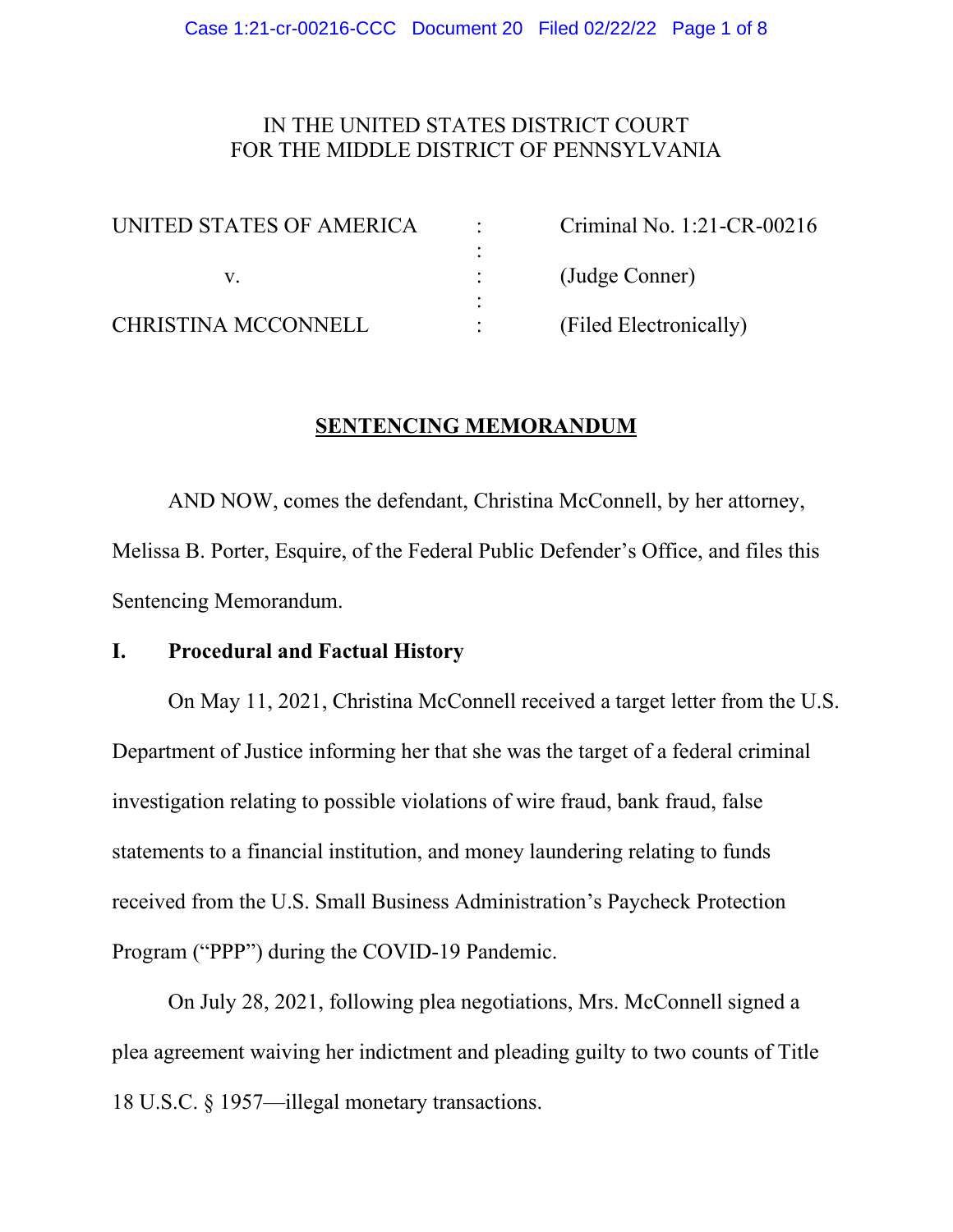IN THE UNITED STATES DISTRICT COURT
FOR THE MIDDLE DISTRICT OF PENNSYLVANIA

| | | |
|---|---|---|
| UNITED STATES OF AMERICA | : | Criminal No. 1:21-CR-00216 |
| | : | |
| v. | : | (Judge Conner) |
| | : | |
| CHRISTINA MCCONNELL | : | (Filed Electronically) |

## SENTENCING MEMORANDUM

AND NOW, comes the defendant, Christina McConnell, by her attorney, Melissa B. Porter, Esquire, of the Federal Public Defender's Office, and files this Sentencing Memorandum.

### I. Procedural and Factual History

On May 11, 2021, Christina McConnell received a target letter from the U.S. Department of Justice informing her that she was the target of a federal criminal investigation relating to possible violations of wire fraud, bank fraud, false statements to a financial institution, and money laundering relating to funds received from the U.S. Small Business Administration's Paycheck Protection Program ("PPP") during the COVID-19 Pandemic.

On July 28, 2021, following plea negotiations, Mrs. McConnell signed a plea agreement waiving her indictment and pleading guilty to two counts of Title 18 U.S.C. § 1957—illegal monetary transactions.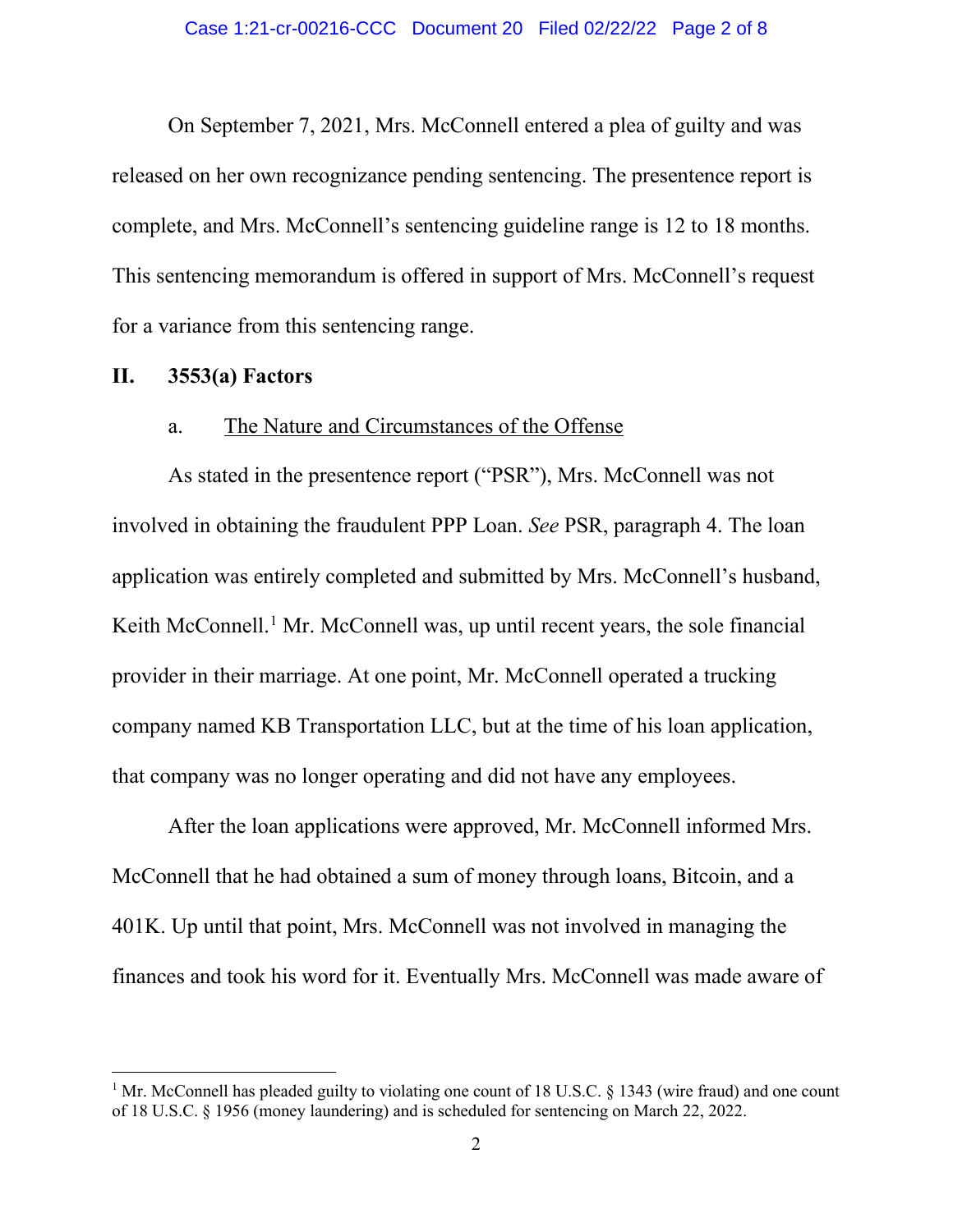On September 7, 2021, Mrs. McConnell entered a plea of guilty and was released on her own recognizance pending sentencing. The presentence report is complete, and Mrs. McConnell's sentencing guideline range is 12 to 18 months. This sentencing memorandum is offered in support of Mrs. McConnell's request for a variance from this sentencing range.

## II. 3553(a) Factors

### a. The Nature and Circumstances of the Offense

As stated in the presentence report ("PSR"), Mrs. McConnell was not involved in obtaining the fraudulent PPP Loan. *See* PSR, paragraph 4. The loan application was entirely completed and submitted by Mrs. McConnell's husband, Keith McConnell.[1] Mr. McConnell was, up until recent years, the sole financial provider in their marriage. At one point, Mr. McConnell operated a trucking company named KB Transportation LLC, but at the time of his loan application, that company was no longer operating and did not have any employees.

After the loan applications were approved, Mr. McConnell informed Mrs. McConnell that he had obtained a sum of money through loans, Bitcoin, and a 401K. Up until that point, Mrs. McConnell was not involved in managing the finances and took his word for it. Eventually Mrs. McConnell was made aware of

---

[1] Mr. McConnell has pleaded guilty to violating one count of 18 U.S.C. § 1343 (wire fraud) and one count of 18 U.S.C. § 1956 (money laundering) and is scheduled for sentencing on March 22, 2022.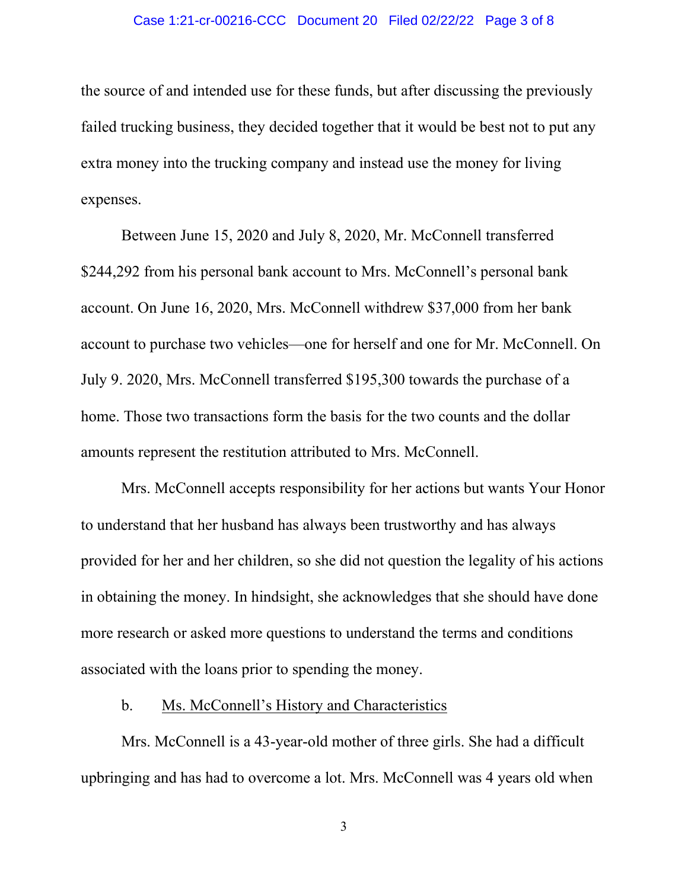the source of and intended use for these funds, but after discussing the previously failed trucking business, they decided together that it would be best not to put any extra money into the trucking company and instead use the money for living expenses.

Between June 15, 2020 and July 8, 2020, Mr. McConnell transferred $244,292 from his personal bank account to Mrs. McConnell's personal bank account. On June 16, 2020, Mrs. McConnell withdrew $37,000 from her bank account to purchase two vehicles—one for herself and one for Mr. McConnell. On July 9. 2020, Mrs. McConnell transferred $195,300 towards the purchase of a home. Those two transactions form the basis for the two counts and the dollar amounts represent the restitution attributed to Mrs. McConnell.

Mrs. McConnell accepts responsibility for her actions but wants Your Honor to understand that her husband has always been trustworthy and has always provided for her and her children, so she did not question the legality of his actions in obtaining the money. In hindsight, she acknowledges that she should have done more research or asked more questions to understand the terms and conditions associated with the loans prior to spending the money.

b. <u>Ms. McConnell's History and Characteristics</u>

Mrs. McConnell is a 43-year-old mother of three girls. She had a difficult upbringing and has had to overcome a lot. Mrs. McConnell was 4 years old when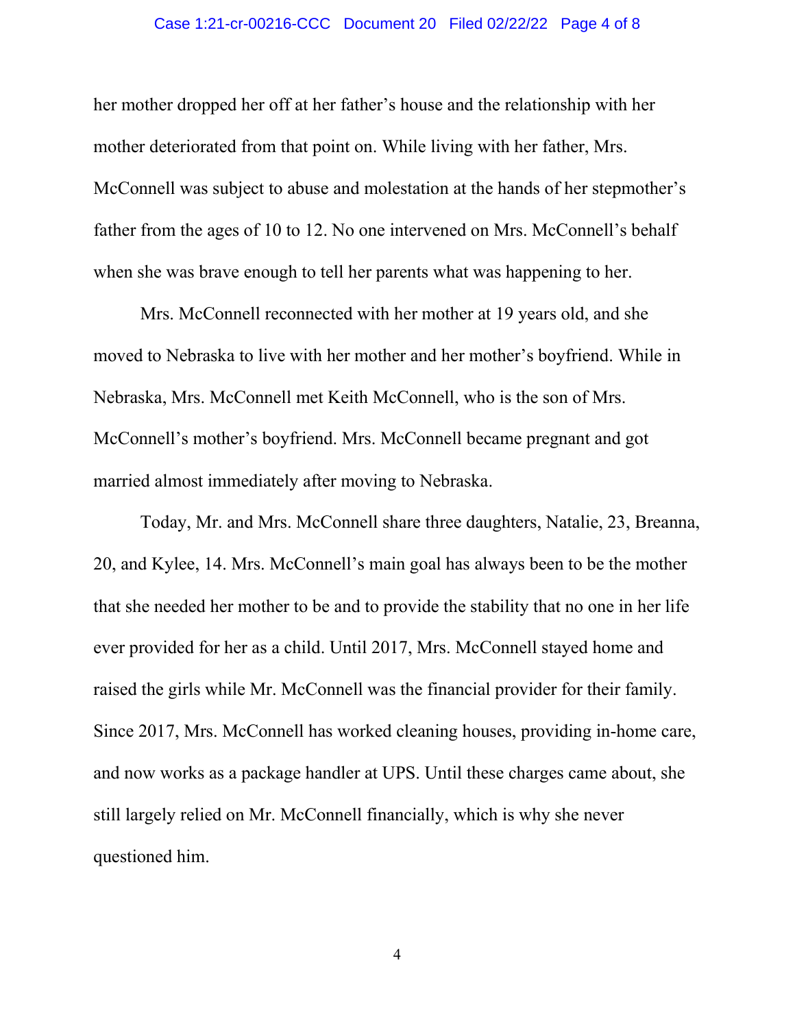her mother dropped her off at her father's house and the relationship with her mother deteriorated from that point on. While living with her father, Mrs. McConnell was subject to abuse and molestation at the hands of her stepmother's father from the ages of 10 to 12. No one intervened on Mrs. McConnell's behalf when she was brave enough to tell her parents what was happening to her.

Mrs. McConnell reconnected with her mother at 19 years old, and she moved to Nebraska to live with her mother and her mother's boyfriend. While in Nebraska, Mrs. McConnell met Keith McConnell, who is the son of Mrs. McConnell's mother's boyfriend. Mrs. McConnell became pregnant and got married almost immediately after moving to Nebraska.

Today, Mr. and Mrs. McConnell share three daughters, Natalie, 23, Breanna, 20, and Kylee, 14. Mrs. McConnell's main goal has always been to be the mother that she needed her mother to be and to provide the stability that no one in her life ever provided for her as a child. Until 2017, Mrs. McConnell stayed home and raised the girls while Mr. McConnell was the financial provider for their family. Since 2017, Mrs. McConnell has worked cleaning houses, providing in-home care, and now works as a package handler at UPS. Until these charges came about, she still largely relied on Mr. McConnell financially, which is why she never questioned him.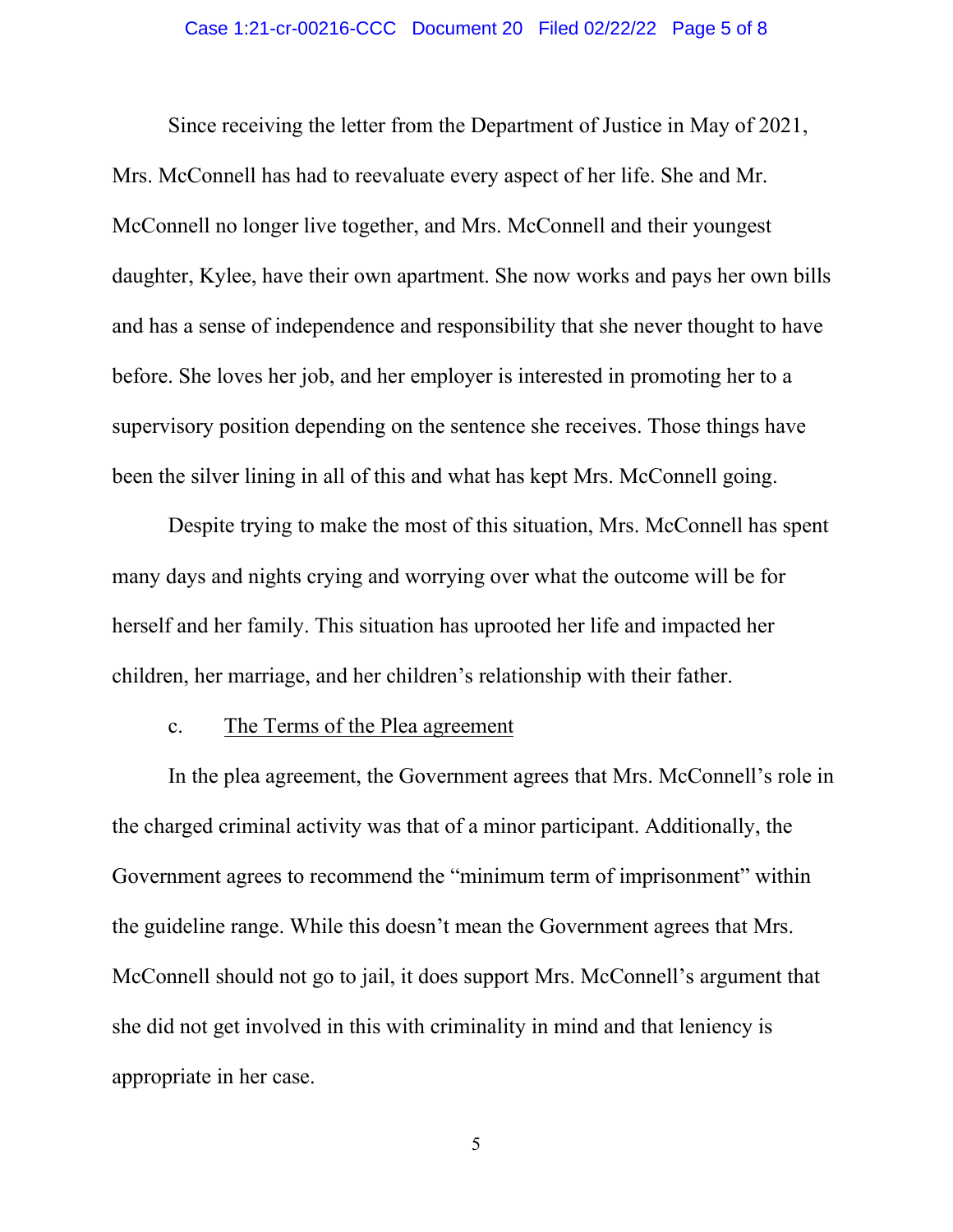Since receiving the letter from the Department of Justice in May of 2021, Mrs. McConnell has had to reevaluate every aspect of her life. She and Mr. McConnell no longer live together, and Mrs. McConnell and their youngest daughter, Kylee, have their own apartment. She now works and pays her own bills and has a sense of independence and responsibility that she never thought to have before. She loves her job, and her employer is interested in promoting her to a supervisory position depending on the sentence she receives. Those things have been the silver lining in all of this and what has kept Mrs. McConnell going.

Despite trying to make the most of this situation, Mrs. McConnell has spent many days and nights crying and worrying over what the outcome will be for herself and her family. This situation has uprooted her life and impacted her children, her marriage, and her children's relationship with their father.

c. <u>The Terms of the Plea agreement</u>

In the plea agreement, the Government agrees that Mrs. McConnell's role in the charged criminal activity was that of a minor participant. Additionally, the Government agrees to recommend the "minimum term of imprisonment" within the guideline range. While this doesn't mean the Government agrees that Mrs. McConnell should not go to jail, it does support Mrs. McConnell's argument that she did not get involved in this with criminality in mind and that leniency is appropriate in her case.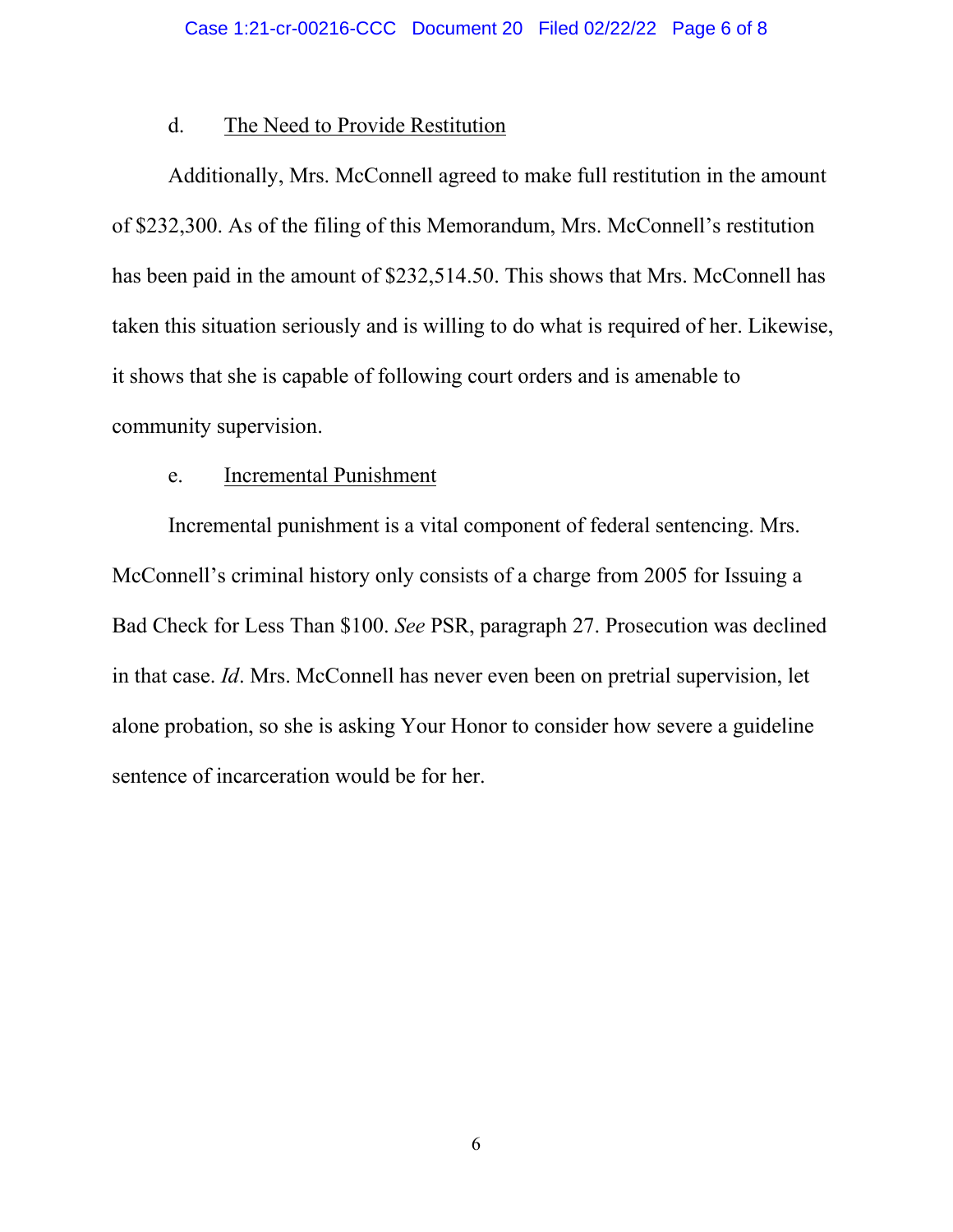d. <u>The Need to Provide Restitution</u>

Additionally, Mrs. McConnell agreed to make full restitution in the amount of $232,300. As of the filing of this Memorandum, Mrs. McConnell's restitution has been paid in the amount of $232,514.50. This shows that Mrs. McConnell has taken this situation seriously and is willing to do what is required of her. Likewise, it shows that she is capable of following court orders and is amenable to community supervision.

e. <u>Incremental Punishment</u>

Incremental punishment is a vital component of federal sentencing. Mrs. McConnell's criminal history only consists of a charge from 2005 for Issuing a Bad Check for Less Than $100. *See* PSR, paragraph 27. Prosecution was declined in that case. *Id*. Mrs. McConnell has never even been on pretrial supervision, let alone probation, so she is asking Your Honor to consider how severe a guideline sentence of incarceration would be for her.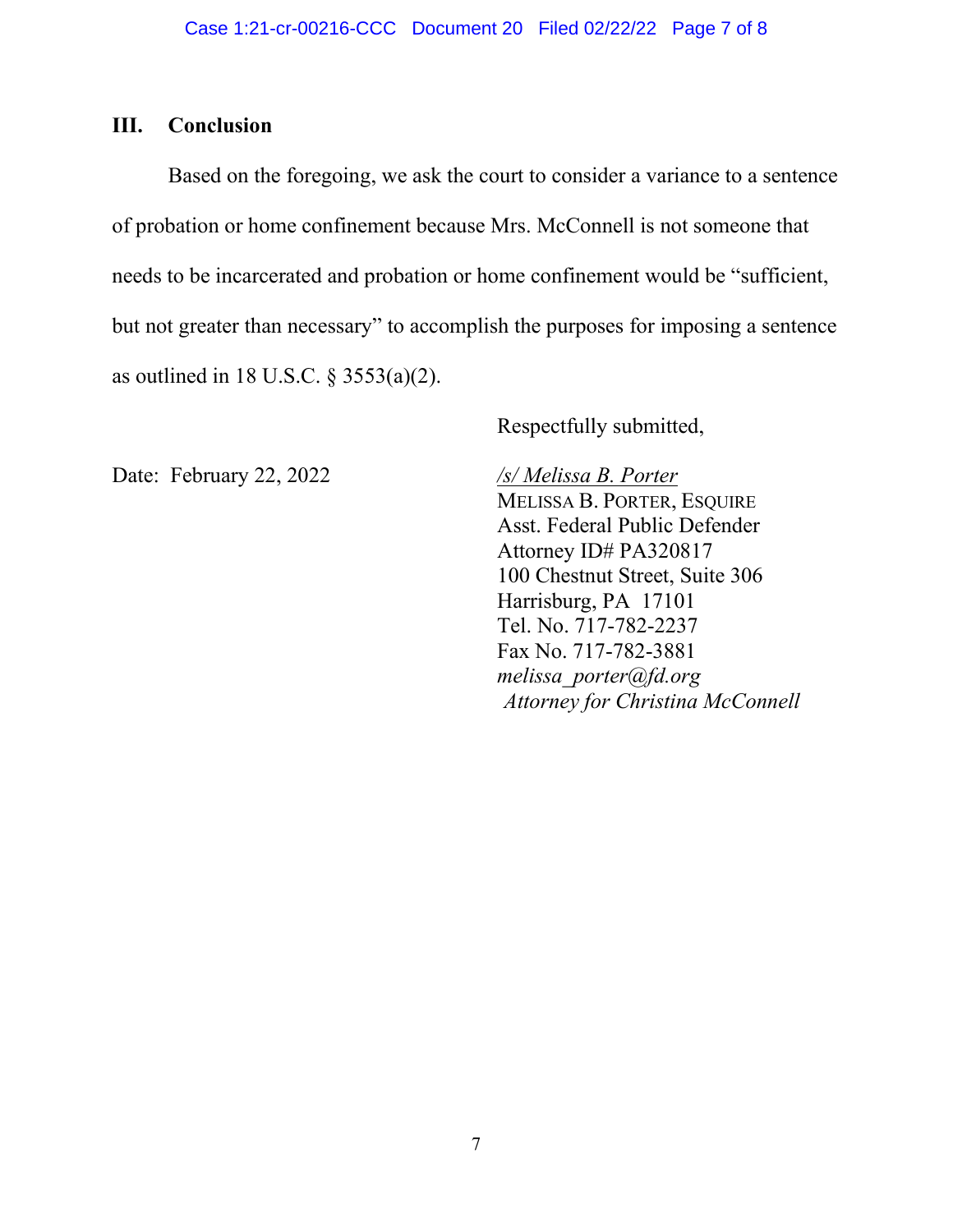## III. Conclusion

Based on the foregoing, we ask the court to consider a variance to a sentence of probation or home confinement because Mrs. McConnell is not someone that needs to be incarcerated and probation or home confinement would be "sufficient, but not greater than necessary" to accomplish the purposes for imposing a sentence as outlined in 18 U.S.C. § 3553(a)(2).

Respectfully submitted,

Date: February 22, 2022

*/s/ Melissa B. Porter*
MELISSA B. PORTER, ESQUIRE
Asst. Federal Public Defender
Attorney ID# PA320817
100 Chestnut Street, Suite 306
Harrisburg, PA 17101
Tel. No. 717-782-2237
Fax No. 717-782-3881
*melissa_porter@fd.org*
*Attorney for Christina McConnell*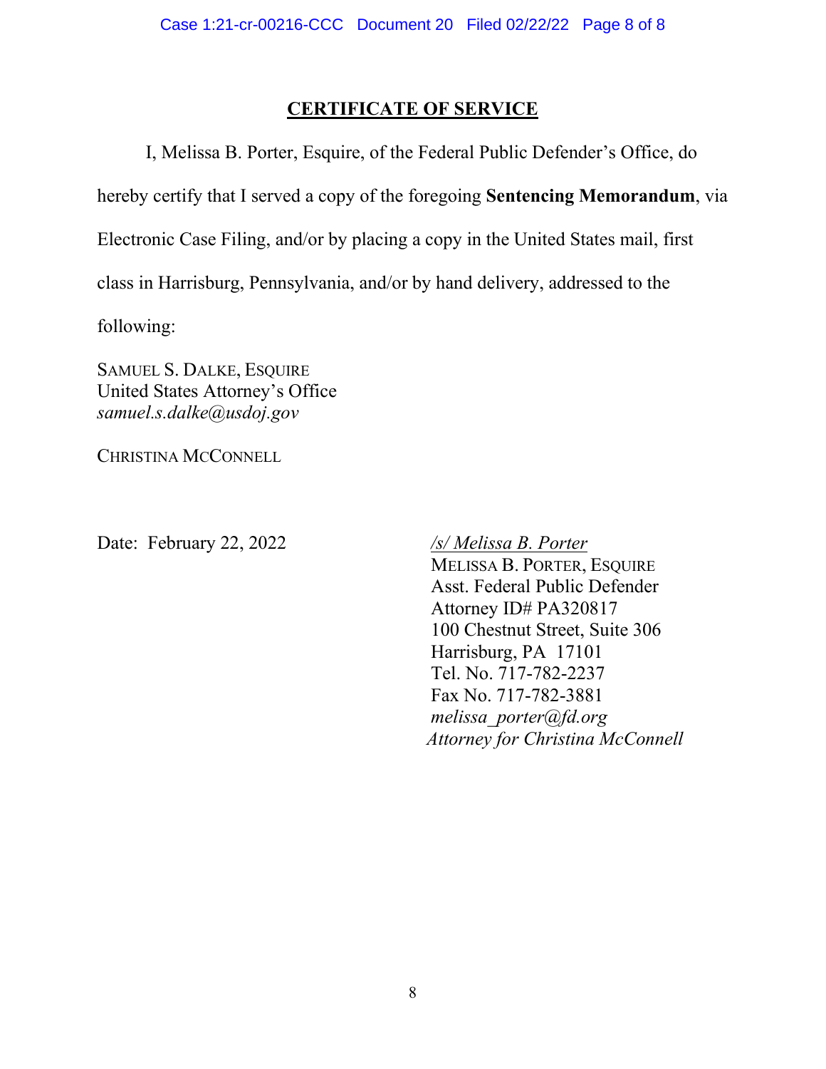## CERTIFICATE OF SERVICE

I, Melissa B. Porter, Esquire, of the Federal Public Defender's Office, do hereby certify that I served a copy of the foregoing **Sentencing Memorandum**, via Electronic Case Filing, and/or by placing a copy in the United States mail, first class in Harrisburg, Pennsylvania, and/or by hand delivery, addressed to the following:

SAMUEL S. DALKE, ESQUIRE
United States Attorney's Office
*samuel.s.dalke@usdoj.gov*

CHRISTINA MCCONNELL

Date: February 22, 2022

*/s/ Melissa B. Porter*
MELISSA B. PORTER, ESQUIRE
Asst. Federal Public Defender
Attorney ID# PA320817
100 Chestnut Street, Suite 306
Harrisburg, PA 17101
Tel. No. 717-782-2237
Fax No. 717-782-3881
*melissa_porter@fd.org*
*Attorney for Christina McConnell*